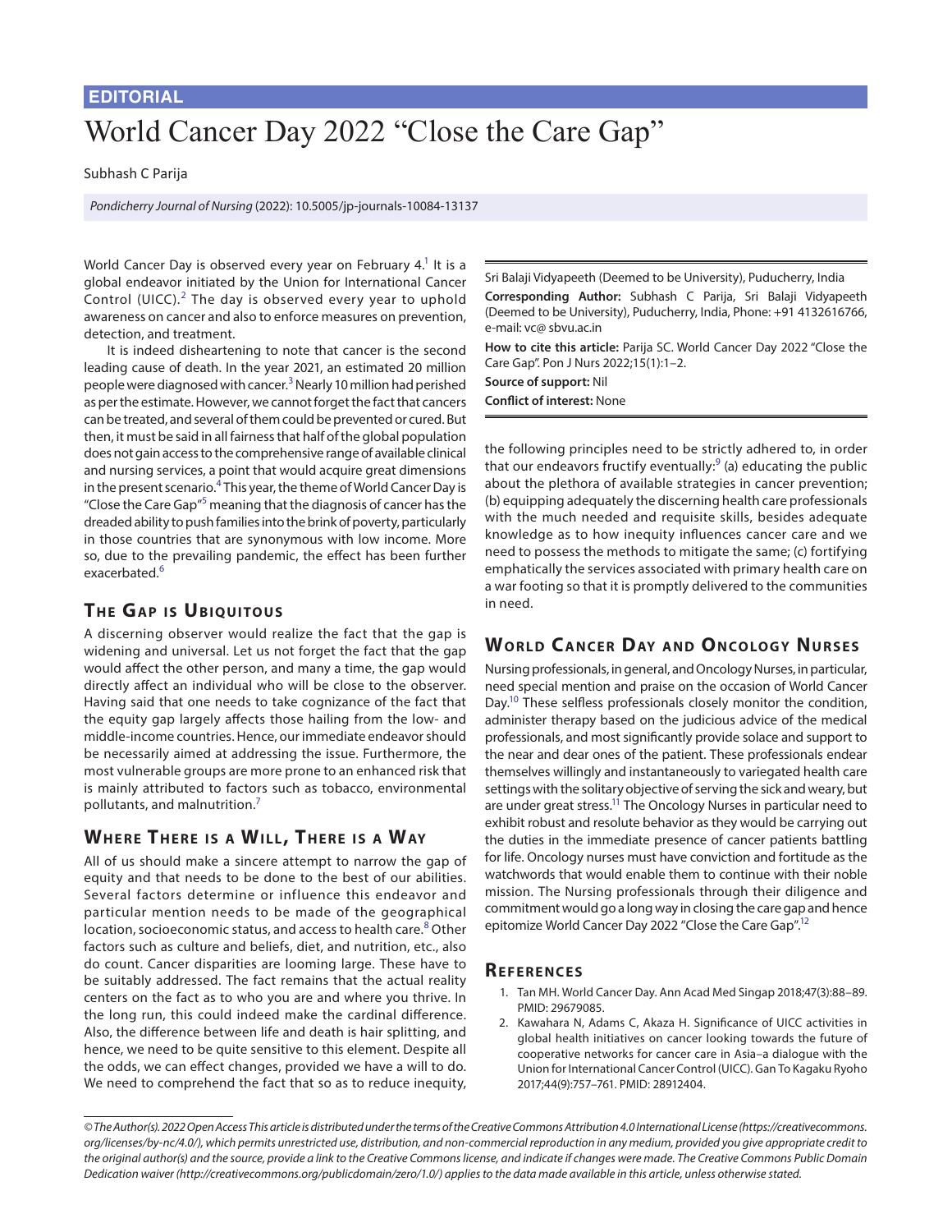EDITORIAL

# World Cancer Day 2022 "Close the Care Gap"

Subhash C Parija

*Pondicherry Journal of Nursing* (2022): 10.5005/jp-journals-10084-13137

Sri Balaji Vidyapeeth (Deemed to be University), Puducherry, India

**Corresponding Author:** Subhash C Parija, Sri Balaji Vidyapeeth (Deemed to be University), Puducherry, India, Phone: +91 4132616766, e-mail: vc@ sbvu.ac.in

**How to cite this article:** Parija SC. World Cancer Day 2022 "Close the Care Gap". Pon J Nurs 2022;15(1):1–2.

**Source of support:** Nil

**Conflict of interest:** None

World Cancer Day is observed every year on February 4.[1] It is a global endeavor initiated by the Union for International Cancer Control (UICC).[2] The day is observed every year to uphold awareness on cancer and also to enforce measures on prevention, detection, and treatment.

It is indeed disheartening to note that cancer is the second leading cause of death. In the year 2021, an estimated 20 million people were diagnosed with cancer.[3] Nearly 10 million had perished as per the estimate. However, we cannot forget the fact that cancers can be treated, and several of them could be prevented or cured. But then, it must be said in all fairness that half of the global population does not gain access to the comprehensive range of available clinical and nursing services, a point that would acquire great dimensions in the present scenario.[4] This year, the theme of World Cancer Day is "Close the Care Gap"[5] meaning that the diagnosis of cancer has the dreaded ability to push families into the brink of poverty, particularly in those countries that are synonymous with low income. More so, due to the prevailing pandemic, the effect has been further exacerbated.[6]

## The Gap is Ubiquitous

A discerning observer would realize the fact that the gap is widening and universal. Let us not forget the fact that the gap would affect the other person, and many a time, the gap would directly affect an individual who will be close to the observer. Having said that one needs to take cognizance of the fact that the equity gap largely affects those hailing from the low- and middle-income countries. Hence, our immediate endeavor should be necessarily aimed at addressing the issue. Furthermore, the most vulnerable groups are more prone to an enhanced risk that is mainly attributed to factors such as tobacco, environmental pollutants, and malnutrition.[7]

## Where There is a Will, There is a Way

All of us should make a sincere attempt to narrow the gap of equity and that needs to be done to the best of our abilities. Several factors determine or influence this endeavor and particular mention needs to be made of the geographical location, socioeconomic status, and access to health care.[8] Other factors such as culture and beliefs, diet, and nutrition, etc., also do count. Cancer disparities are looming large. These have to be suitably addressed. The fact remains that the actual reality centers on the fact as to who you are and where you thrive. In the long run, this could indeed make the cardinal difference. Also, the difference between life and death is hair splitting, and hence, we need to be quite sensitive to this element. Despite all the odds, we can effect changes, provided we have a will to do. We need to comprehend the fact that so as to reduce inequity, the following principles need to be strictly adhered to, in order that our endeavors fructify eventually:[9] (a) educating the public about the plethora of available strategies in cancer prevention; (b) equipping adequately the discerning health care professionals with the much needed and requisite skills, besides adequate knowledge as to how inequity influences cancer care and we need to possess the methods to mitigate the same; (c) fortifying emphatically the services associated with primary health care on a war footing so that it is promptly delivered to the communities in need.

## World Cancer Day and Oncology Nurses

Nursing professionals, in general, and Oncology Nurses, in particular, need special mention and praise on the occasion of World Cancer Day.[10] These selfless professionals closely monitor the condition, administer therapy based on the judicious advice of the medical professionals, and most significantly provide solace and support to the near and dear ones of the patient. These professionals endear themselves willingly and instantaneously to variegated health care settings with the solitary objective of serving the sick and weary, but are under great stress.[11] The Oncology Nurses in particular need to exhibit robust and resolute behavior as they would be carrying out the duties in the immediate presence of cancer patients battling for life. Oncology nurses must have conviction and fortitude as the watchwords that would enable them to continue with their noble mission. The Nursing professionals through their diligence and commitment would go a long way in closing the care gap and hence epitomize World Cancer Day 2022 "Close the Care Gap".[12]

## References

1. Tan MH. World Cancer Day. Ann Acad Med Singap 2018;47(3):88–89. PMID: 29679085.
2. Kawahara N, Adams C, Akaza H. Significance of UICC activities in global health initiatives on cancer looking towards the future of cooperative networks for cancer care in Asia–a dialogue with the Union for International Cancer Control (UICC). Gan To Kagaku Ryoho 2017;44(9):757–761. PMID: 28912404.

*© The Author(s). 2022 Open Access This article is distributed under the terms of the Creative Commons Attribution 4.0 International License (https://creativecommons.org/licenses/by-nc/4.0/), which permits unrestricted use, distribution, and non-commercial reproduction in any medium, provided you give appropriate credit to the original author(s) and the source, provide a link to the Creative Commons license, and indicate if changes were made. The Creative Commons Public Domain Dedication waiver (http://creativecommons.org/publicdomain/zero/1.0/) applies to the data made available in this article, unless otherwise stated.*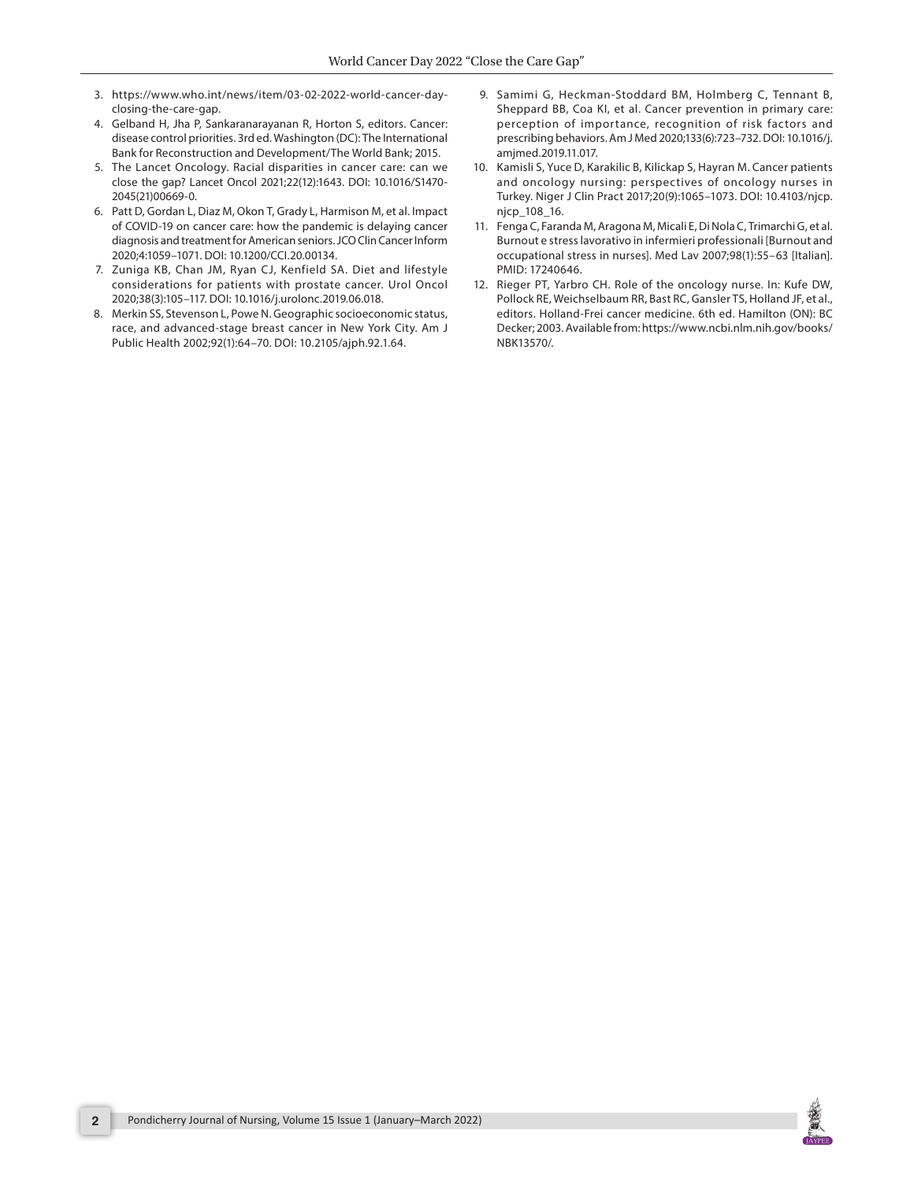3. https://www.who.int/news/item/03-02-2022-world-cancer-day-closing-the-care-gap.
4. Gelband H, Jha P, Sankaranarayanan R, Horton S, editors. Cancer: disease control priorities. 3rd ed. Washington (DC): The International Bank for Reconstruction and Development/The World Bank; 2015.
5. The Lancet Oncology. Racial disparities in cancer care: can we close the gap? Lancet Oncol 2021;22(12):1643. DOI: 10.1016/S1470-2045(21)00669-0.
6. Patt D, Gordan L, Diaz M, Okon T, Grady L, Harmison M, et al. Impact of COVID-19 on cancer care: how the pandemic is delaying cancer diagnosis and treatment for American seniors. JCO Clin Cancer Inform 2020;4:1059–1071. DOI: 10.1200/CCI.20.00134.
7. Zuniga KB, Chan JM, Ryan CJ, Kenfield SA. Diet and lifestyle considerations for patients with prostate cancer. Urol Oncol 2020;38(3):105–117. DOI: 10.1016/j.urolonc.2019.06.018.
8. Merkin SS, Stevenson L, Powe N. Geographic socioeconomic status, race, and advanced-stage breast cancer in New York City. Am J Public Health 2002;92(1):64–70. DOI: 10.2105/ajph.92.1.64.
9. Samimi G, Heckman-Stoddard BM, Holmberg C, Tennant B, Sheppard BB, Coa KI, et al. Cancer prevention in primary care: perception of importance, recognition of risk factors and prescribing behaviors. Am J Med 2020;133(6):723–732. DOI: 10.1016/j.amjmed.2019.11.017.
10. Kamisli S, Yuce D, Karakilic B, Kilickap S, Hayran M. Cancer patients and oncology nursing: perspectives of oncology nurses in Turkey. Niger J Clin Pract 2017;20(9):1065–1073. DOI: 10.4103/njcp.njcp_108_16.
11. Fenga C, Faranda M, Aragona M, Micali E, Di Nola C, Trimarchi G, et al. Burnout e stress lavorativo in infermieri professionali [Burnout and occupational stress in nurses]. Med Lav 2007;98(1):55–63 [Italian]. PMID: 17240646.
12. Rieger PT, Yarbro CH. Role of the oncology nurse. In: Kufe DW, Pollock RE, Weichselbaum RR, Bast RC, Gansler TS, Holland JF, et al., editors. Holland-Frei cancer medicine. 6th ed. Hamilton (ON): BC Decker; 2003. Available from: https://www.ncbi.nlm.nih.gov/books/NBK13570/.